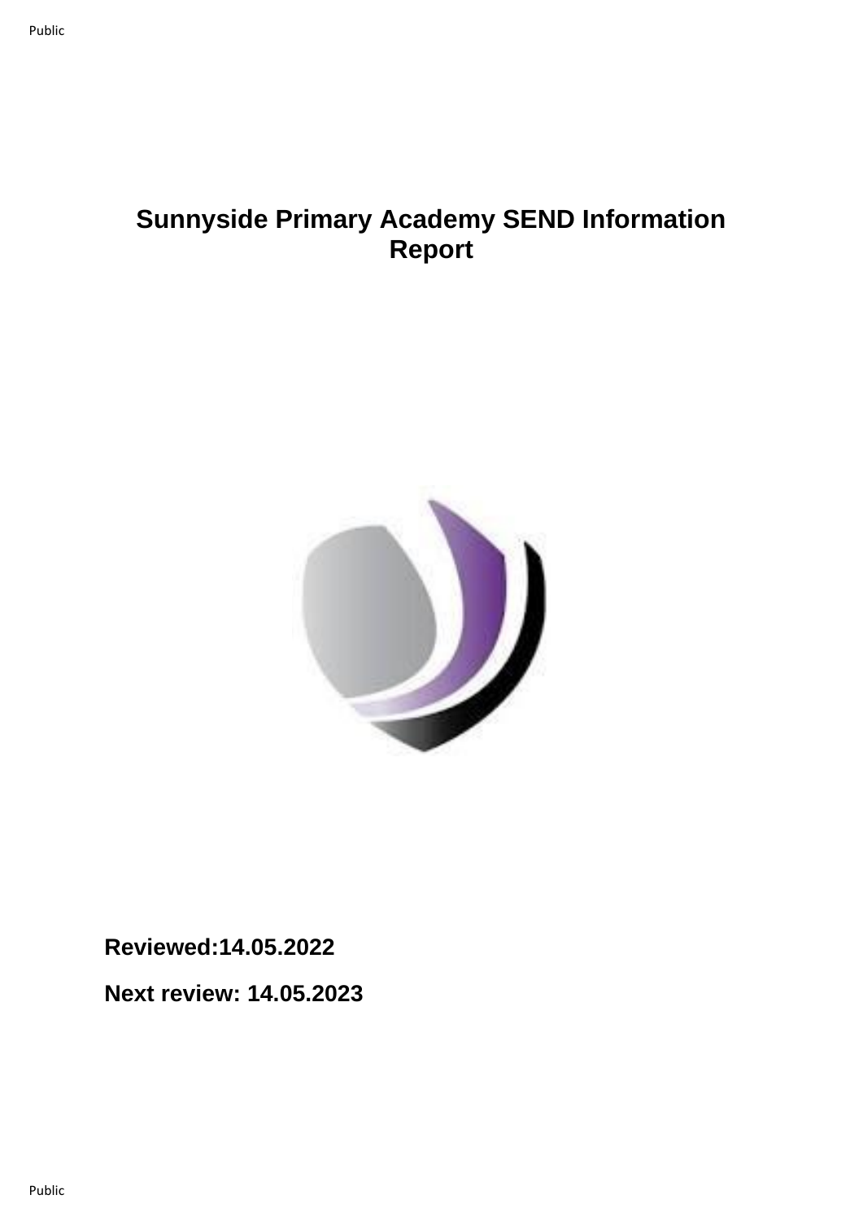# Sunnyside Primary Academy SEND Information Report

**Reviewed:14.05.2022**

**Next review: 14.05.2023**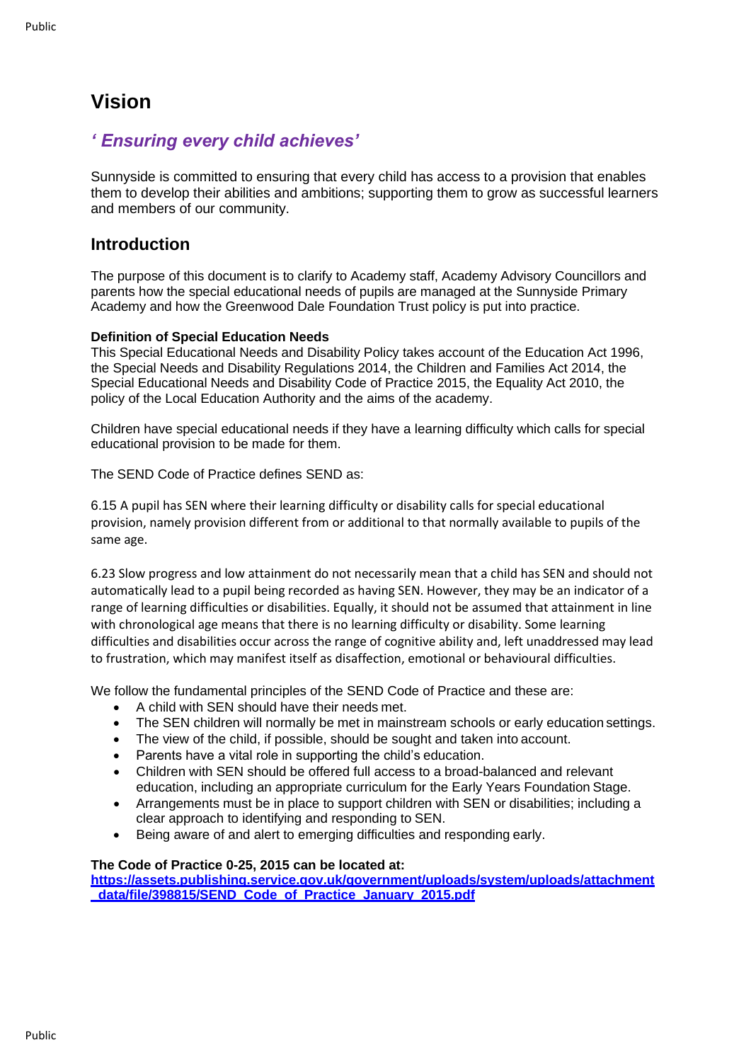# Vision

## *' Ensuring every child achieves'*

Sunnyside is committed to ensuring that every child has access to a provision that enables them to develop their abilities and ambitions; supporting them to grow as successful learners and members of our community.

## Introduction

The purpose of this document is to clarify to Academy staff, Academy Advisory Councillors and parents how the special educational needs of pupils are managed at the Sunnyside Primary Academy and how the Greenwood Dale Foundation Trust policy is put into practice.

**Definition of Special Education Needs**
This Special Educational Needs and Disability Policy takes account of the Education Act 1996, the Special Needs and Disability Regulations 2014, the Children and Families Act 2014, the Special Educational Needs and Disability Code of Practice 2015, the Equality Act 2010, the policy of the Local Education Authority and the aims of the academy.

Children have special educational needs if they have a learning difficulty which calls for special educational provision to be made for them.

The SEND Code of Practice defines SEND as:

6.15 A pupil has SEN where their learning difficulty or disability calls for special educational provision, namely provision different from or additional to that normally available to pupils of the same age.

6.23 Slow progress and low attainment do not necessarily mean that a child has SEN and should not automatically lead to a pupil being recorded as having SEN. However, they may be an indicator of a range of learning difficulties or disabilities. Equally, it should not be assumed that attainment in line with chronological age means that there is no learning difficulty or disability. Some learning difficulties and disabilities occur across the range of cognitive ability and, left unaddressed may lead to frustration, which may manifest itself as disaffection, emotional or behavioural difficulties.

We follow the fundamental principles of the SEND Code of Practice and these are:

- A child with SEN should have their needs met.
- The SEN children will normally be met in mainstream schools or early education settings.
- The view of the child, if possible, should be sought and taken into account.
- Parents have a vital role in supporting the child's education.
- Children with SEN should be offered full access to a broad-balanced and relevant education, including an appropriate curriculum for the Early Years Foundation Stage.
- Arrangements must be in place to support children with SEN or disabilities; including a clear approach to identifying and responding to SEN.
- Being aware of and alert to emerging difficulties and responding early.

**The Code of Practice 0-25, 2015 can be located at:**
**https://assets.publishing.service.gov.uk/government/uploads/system/uploads/attachment_data/file/398815/SEND_Code_of_Practice_January_2015.pdf**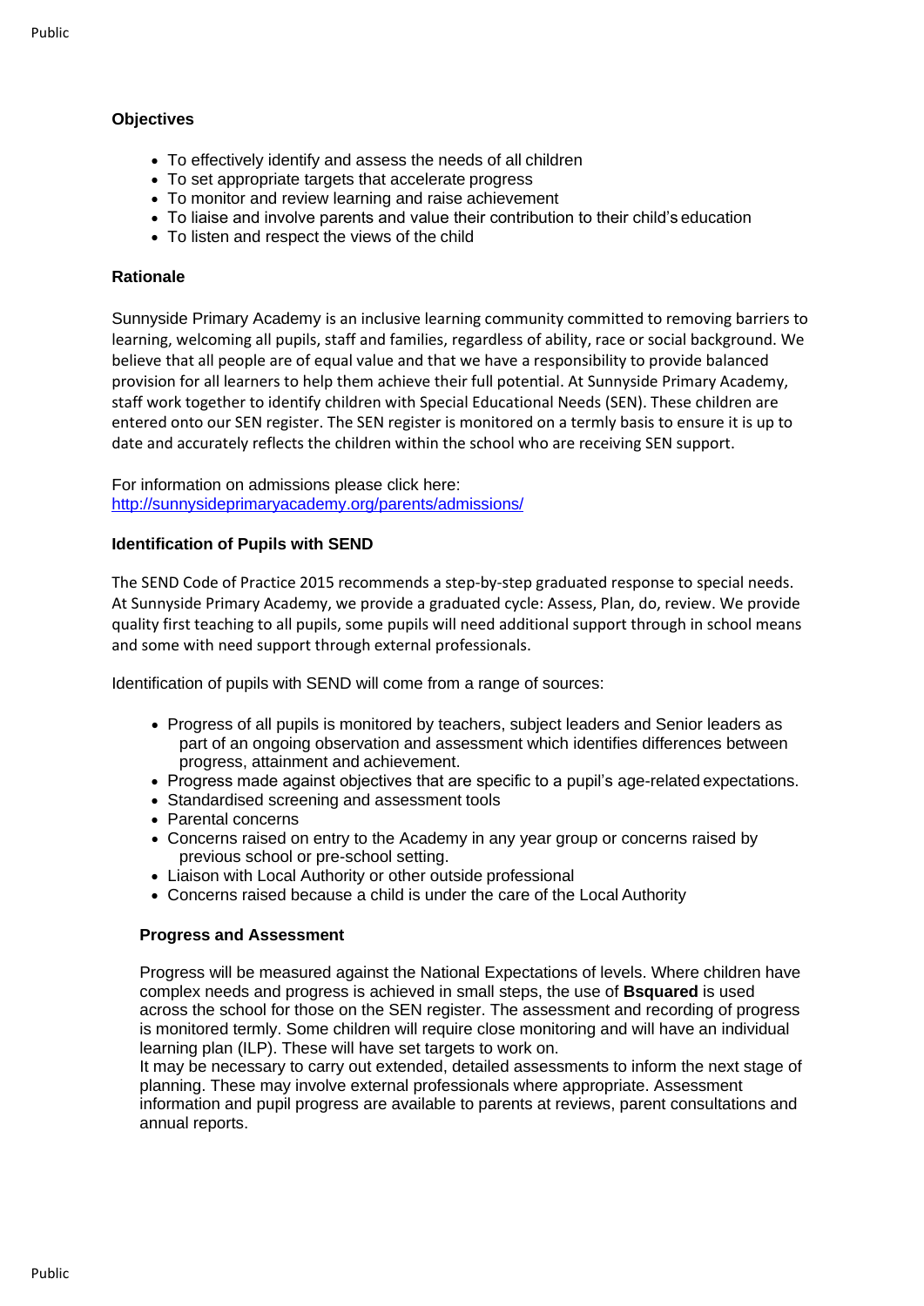## Objectives

- To effectively identify and assess the needs of all children
- To set appropriate targets that accelerate progress
- To monitor and review learning and raise achievement
- To liaise and involve parents and value their contribution to their child's education
- To listen and respect the views of the child

## Rationale

Sunnyside Primary Academy is an inclusive learning community committed to removing barriers to learning, welcoming all pupils, staff and families, regardless of ability, race or social background. We believe that all people are of equal value and that we have a responsibility to provide balanced provision for all learners to help them achieve their full potential. At Sunnyside Primary Academy, staff work together to identify children with Special Educational Needs (SEN). These children are entered onto our SEN register. The SEN register is monitored on a termly basis to ensure it is up to date and accurately reflects the children within the school who are receiving SEN support.

For information on admissions please click here:
[http://sunnysideprimaryacademy.org/parents/admissions/](http://sunnysideprimaryacademy.org/parents/admissions/)

## Identification of Pupils with SEND

The SEND Code of Practice 2015 recommends a step-by-step graduated response to special needs. At Sunnyside Primary Academy, we provide a graduated cycle: Assess, Plan, do, review. We provide quality first teaching to all pupils, some pupils will need additional support through in school means and some with need support through external professionals.

Identification of pupils with SEND will come from a range of sources:

- Progress of all pupils is monitored by teachers, subject leaders and Senior leaders as part of an ongoing observation and assessment which identifies differences between progress, attainment and achievement.
- Progress made against objectives that are specific to a pupil's age-related expectations.
- Standardised screening and assessment tools
- Parental concerns
- Concerns raised on entry to the Academy in any year group or concerns raised by previous school or pre-school setting.
- Liaison with Local Authority or other outside professional
- Concerns raised because a child is under the care of the Local Authority

### Progress and Assessment

Progress will be measured against the National Expectations of levels. Where children have complex needs and progress is achieved in small steps, the use of **Bsquared** is used across the school for those on the SEN register. The assessment and recording of progress is monitored termly. Some children will require close monitoring and will have an individual learning plan (ILP). These will have set targets to work on.
It may be necessary to carry out extended, detailed assessments to inform the next stage of planning. These may involve external professionals where appropriate. Assessment information and pupil progress are available to parents at reviews, parent consultations and annual reports.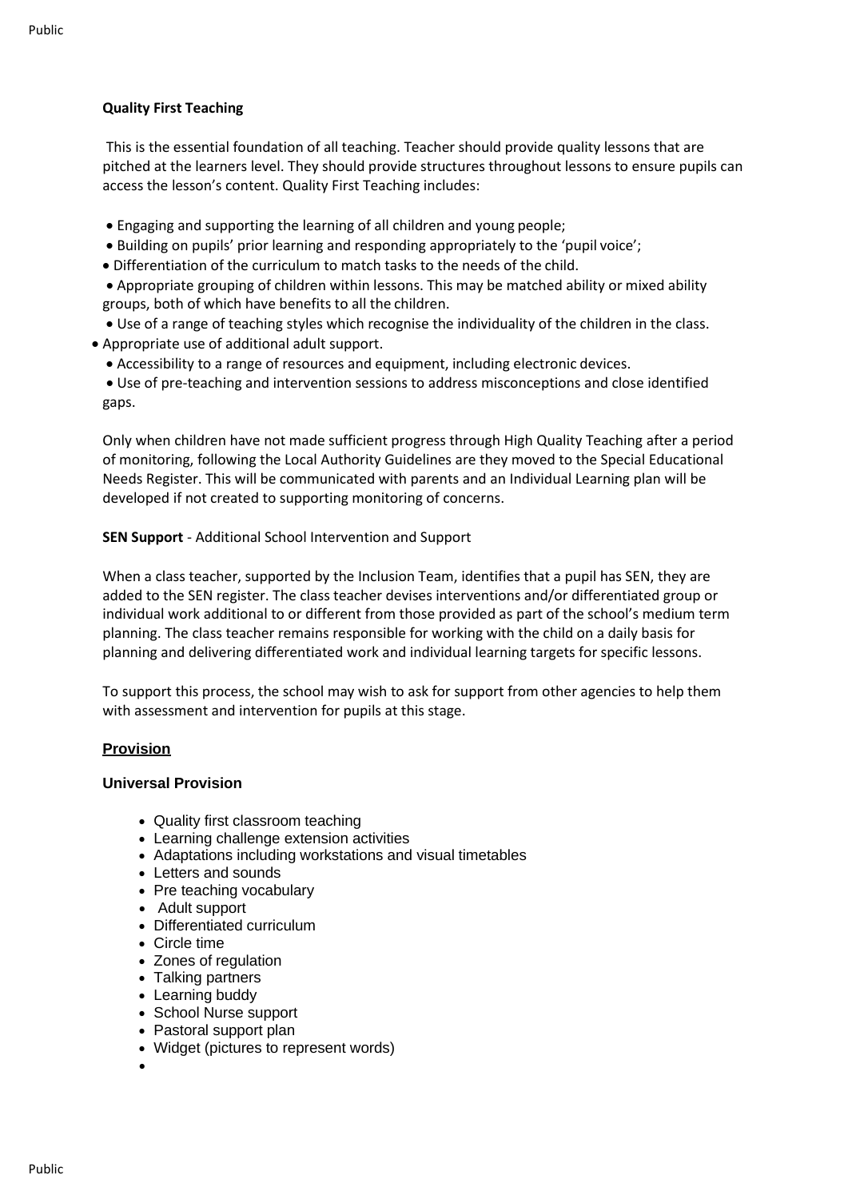**Quality First Teaching**

This is the essential foundation of all teaching. Teacher should provide quality lessons that are pitched at the learners level. They should provide structures throughout lessons to ensure pupils can access the lesson's content. Quality First Teaching includes:

- Engaging and supporting the learning of all children and young people;
- Building on pupils' prior learning and responding appropriately to the 'pupil voice';
- Differentiation of the curriculum to match tasks to the needs of the child.
- Appropriate grouping of children within lessons. This may be matched ability or mixed ability groups, both of which have benefits to all the children.
- Use of a range of teaching styles which recognise the individuality of the children in the class.
- Appropriate use of additional adult support.
- Accessibility to a range of resources and equipment, including electronic devices.
- Use of pre-teaching and intervention sessions to address misconceptions and close identified gaps.

Only when children have not made sufficient progress through High Quality Teaching after a period of monitoring, following the Local Authority Guidelines are they moved to the Special Educational Needs Register. This will be communicated with parents and an Individual Learning plan will be developed if not created to supporting monitoring of concerns.

**SEN Support** - Additional School Intervention and Support

When a class teacher, supported by the Inclusion Team, identifies that a pupil has SEN, they are added to the SEN register. The class teacher devises interventions and/or differentiated group or individual work additional to or different from those provided as part of the school's medium term planning. The class teacher remains responsible for working with the child on a daily basis for planning and delivering differentiated work and individual learning targets for specific lessons.

To support this process, the school may wish to ask for support from other agencies to help them with assessment and intervention for pupils at this stage.

**Provision**

**Universal Provision**

- Quality first classroom teaching
- Learning challenge extension activities
- Adaptations including workstations and visual timetables
- Letters and sounds
- Pre teaching vocabulary
- Adult support
- Differentiated curriculum
- Circle time
- Zones of regulation
- Talking partners
- Learning buddy
- School Nurse support
- Pastoral support plan
- Widget (pictures to represent words)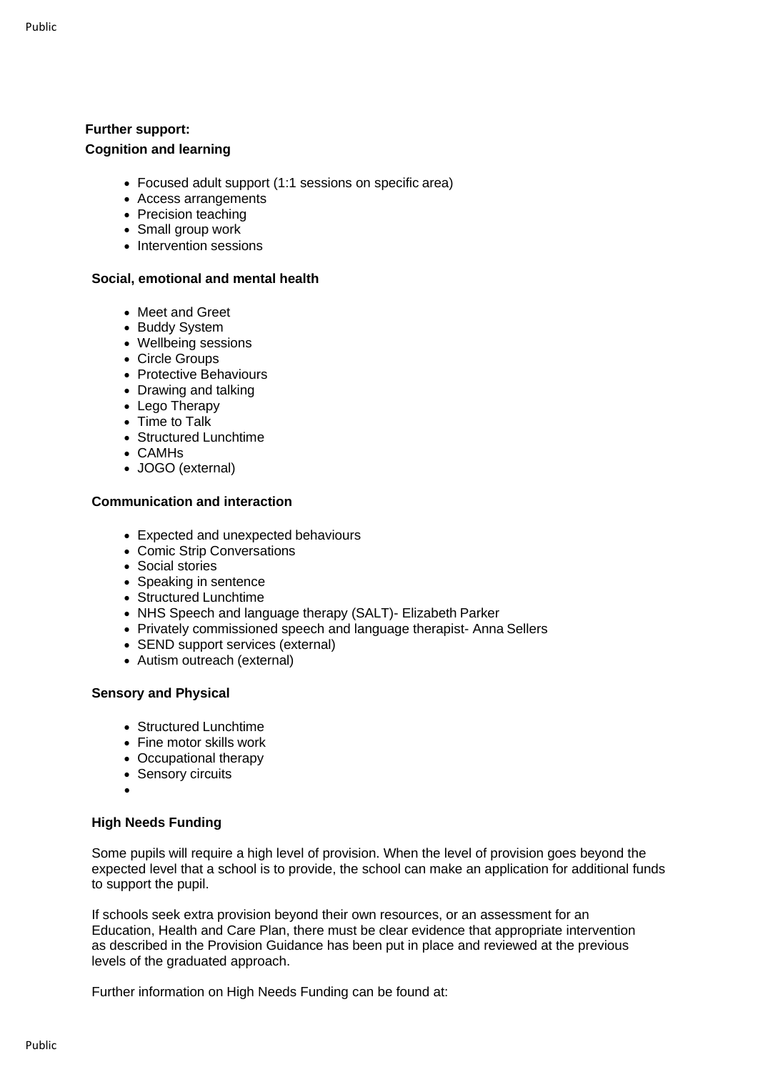**Further support:**

**Cognition and learning**

- Focused adult support (1:1 sessions on specific area)
- Access arrangements
- Precision teaching
- Small group work
- Intervention sessions

**Social, emotional and mental health**

- Meet and Greet
- Buddy System
- Wellbeing sessions
- Circle Groups
- Protective Behaviours
- Drawing and talking
- Lego Therapy
- Time to Talk
- Structured Lunchtime
- CAMHs
- JOGO (external)

**Communication and interaction**

- Expected and unexpected behaviours
- Comic Strip Conversations
- Social stories
- Speaking in sentence
- Structured Lunchtime
- NHS Speech and language therapy (SALT)- Elizabeth Parker
- Privately commissioned speech and language therapist- Anna Sellers
- SEND support services (external)
- Autism outreach (external)

**Sensory and Physical**

- Structured Lunchtime
- Fine motor skills work
- Occupational therapy
- Sensory circuits

**High Needs Funding**

Some pupils will require a high level of provision. When the level of provision goes beyond the expected level that a school is to provide, the school can make an application for additional funds to support the pupil.

If schools seek extra provision beyond their own resources, or an assessment for an Education, Health and Care Plan, there must be clear evidence that appropriate intervention as described in the Provision Guidance has been put in place and reviewed at the previous levels of the graduated approach.

Further information on High Needs Funding can be found at: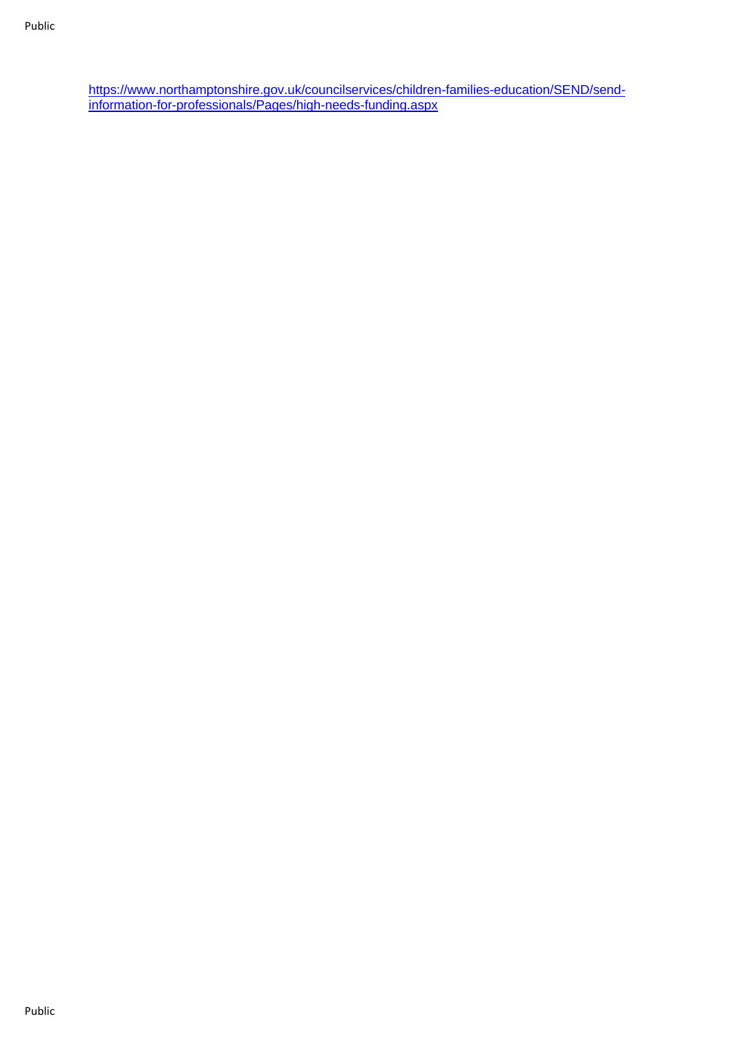https://www.northamptonshire.gov.uk/councilservices/children-families-education/SEND/send-information-for-professionals/Pages/high-needs-funding.aspx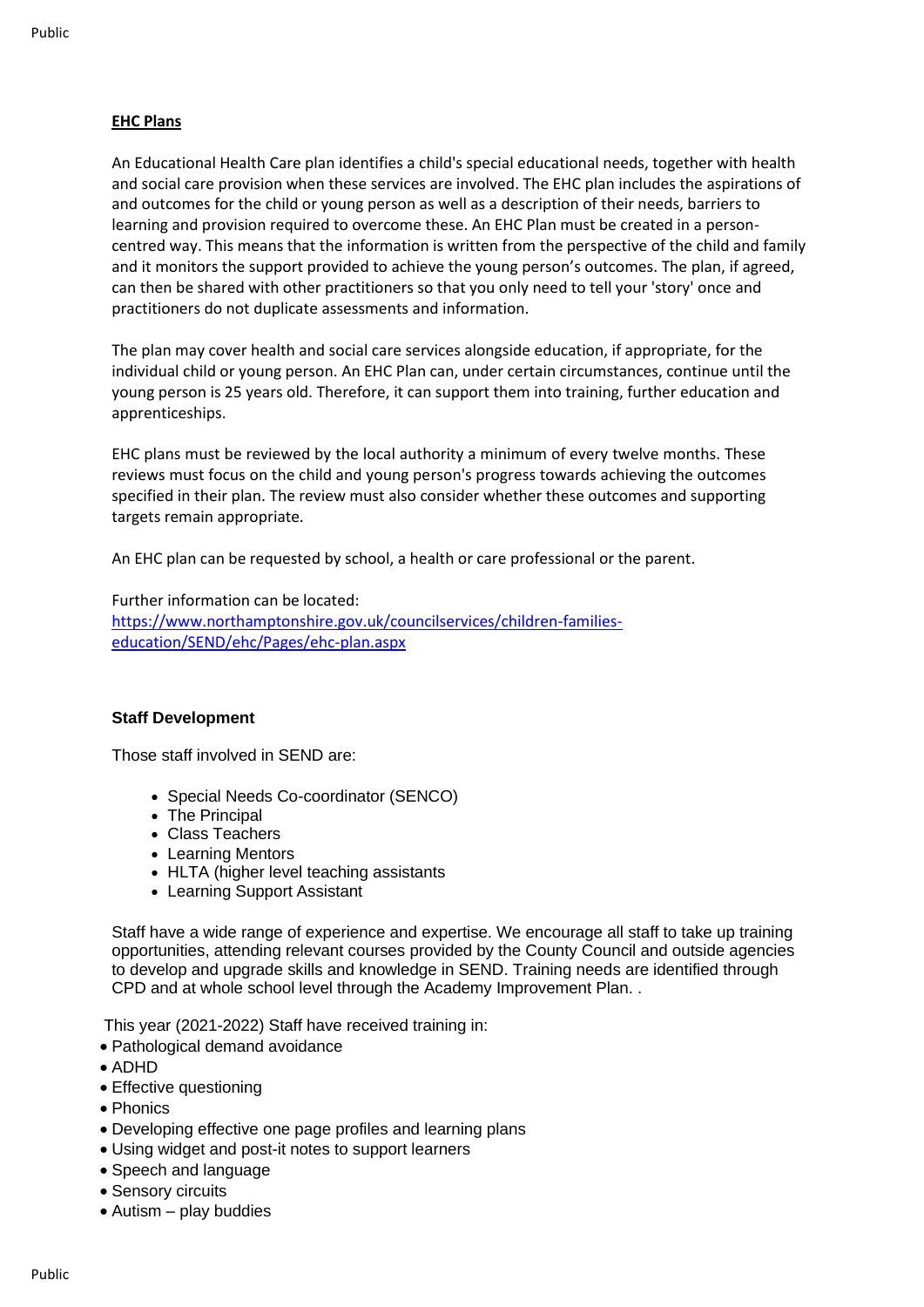## EHC Plans

An Educational Health Care plan identifies a child's special educational needs, together with health and social care provision when these services are involved. The EHC plan includes the aspirations of and outcomes for the child or young person as well as a description of their needs, barriers to learning and provision required to overcome these. An EHC Plan must be created in a person-centred way. This means that the information is written from the perspective of the child and family and it monitors the support provided to achieve the young person's outcomes. The plan, if agreed, can then be shared with other practitioners so that you only need to tell your 'story' once and practitioners do not duplicate assessments and information.

The plan may cover health and social care services alongside education, if appropriate, for the individual child or young person. An EHC Plan can, under certain circumstances, continue until the young person is 25 years old. Therefore, it can support them into training, further education and apprenticeships.

EHC plans must be reviewed by the local authority a minimum of every twelve months. These reviews must focus on the child and young person's progress towards achieving the outcomes specified in their plan. The review must also consider whether these outcomes and supporting targets remain appropriate.

An EHC plan can be requested by school, a health or care professional or the parent.

Further information can be located:
https://www.northamptonshire.gov.uk/councilservices/children-families-education/SEND/ehc/Pages/ehc-plan.aspx

## Staff Development

Those staff involved in SEND are:

- Special Needs Co-coordinator (SENCO)
- The Principal
- Class Teachers
- Learning Mentors
- HLTA (higher level teaching assistants
- Learning Support Assistant

Staff have a wide range of experience and expertise. We encourage all staff to take up training opportunities, attending relevant courses provided by the County Council and outside agencies to develop and upgrade skills and knowledge in SEND. Training needs are identified through CPD and at whole school level through the Academy Improvement Plan. .

This year (2021-2022) Staff have received training in:

- Pathological demand avoidance
- ADHD
- Effective questioning
- Phonics
- Developing effective one page profiles and learning plans
- Using widget and post-it notes to support learners
- Speech and language
- Sensory circuits
- Autism – play buddies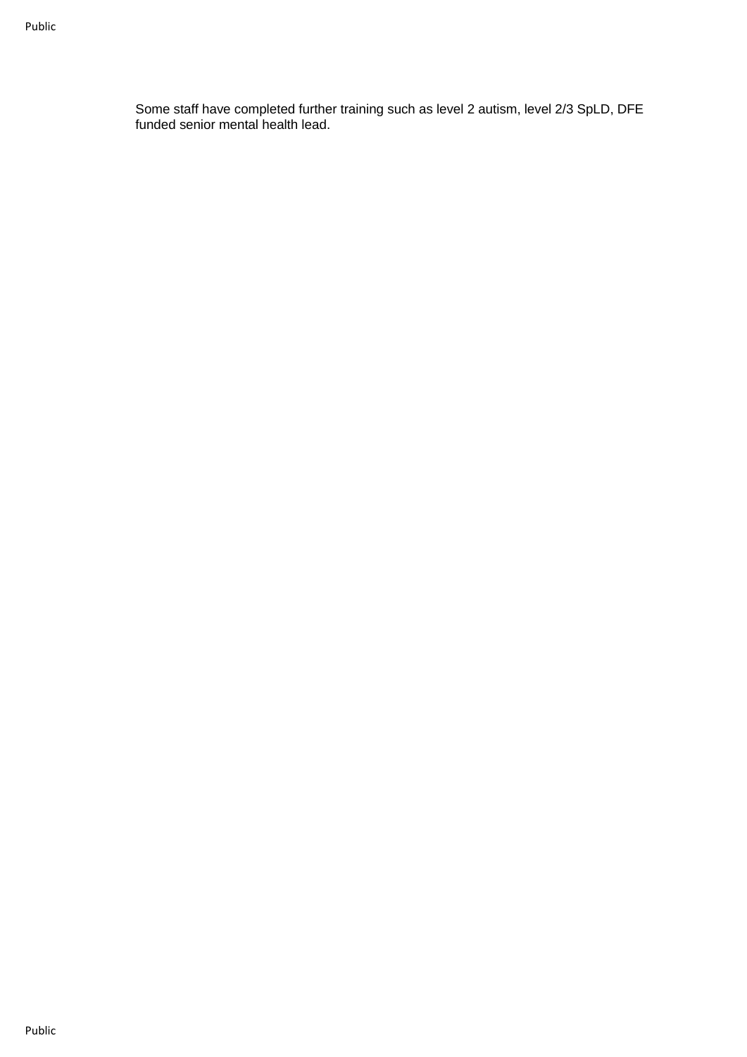Some staff have completed further training such as level 2 autism, level 2/3 SpLD, DFE funded senior mental health lead.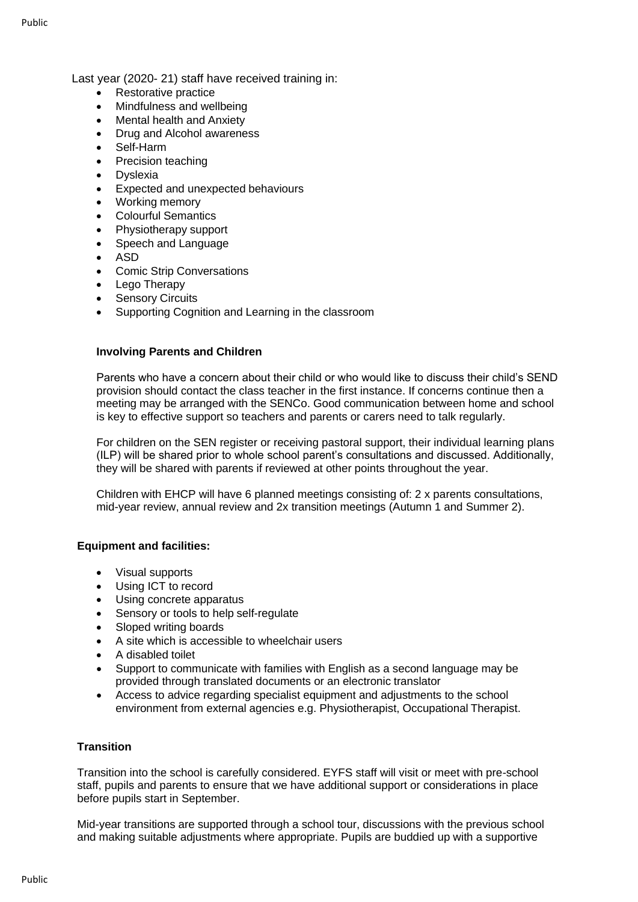Last year (2020- 21) staff have received training in:

- Restorative practice
- Mindfulness and wellbeing
- Mental health and Anxiety
- Drug and Alcohol awareness
- Self-Harm
- Precision teaching
- Dyslexia
- Expected and unexpected behaviours
- Working memory
- Colourful Semantics
- Physiotherapy support
- Speech and Language
- ASD
- Comic Strip Conversations
- Lego Therapy
- Sensory Circuits
- Supporting Cognition and Learning in the classroom

**Involving Parents and Children**

Parents who have a concern about their child or who would like to discuss their child's SEND provision should contact the class teacher in the first instance. If concerns continue then a meeting may be arranged with the SENCo. Good communication between home and school is key to effective support so teachers and parents or carers need to talk regularly.

For children on the SEN register or receiving pastoral support, their individual learning plans (ILP) will be shared prior to whole school parent's consultations and discussed. Additionally, they will be shared with parents if reviewed at other points throughout the year.

Children with EHCP will have 6 planned meetings consisting of: 2 x parents consultations, mid-year review, annual review and 2x transition meetings (Autumn 1 and Summer 2).

**Equipment and facilities:**

- Visual supports
- Using ICT to record
- Using concrete apparatus
- Sensory or tools to help self-regulate
- Sloped writing boards
- A site which is accessible to wheelchair users
- A disabled toilet
- Support to communicate with families with English as a second language may be provided through translated documents or an electronic translator
- Access to advice regarding specialist equipment and adjustments to the school environment from external agencies e.g. Physiotherapist, Occupational Therapist.

**Transition**

Transition into the school is carefully considered. EYFS staff will visit or meet with pre-school staff, pupils and parents to ensure that we have additional support or considerations in place before pupils start in September.

Mid-year transitions are supported through a school tour, discussions with the previous school and making suitable adjustments where appropriate. Pupils are buddied up with a supportive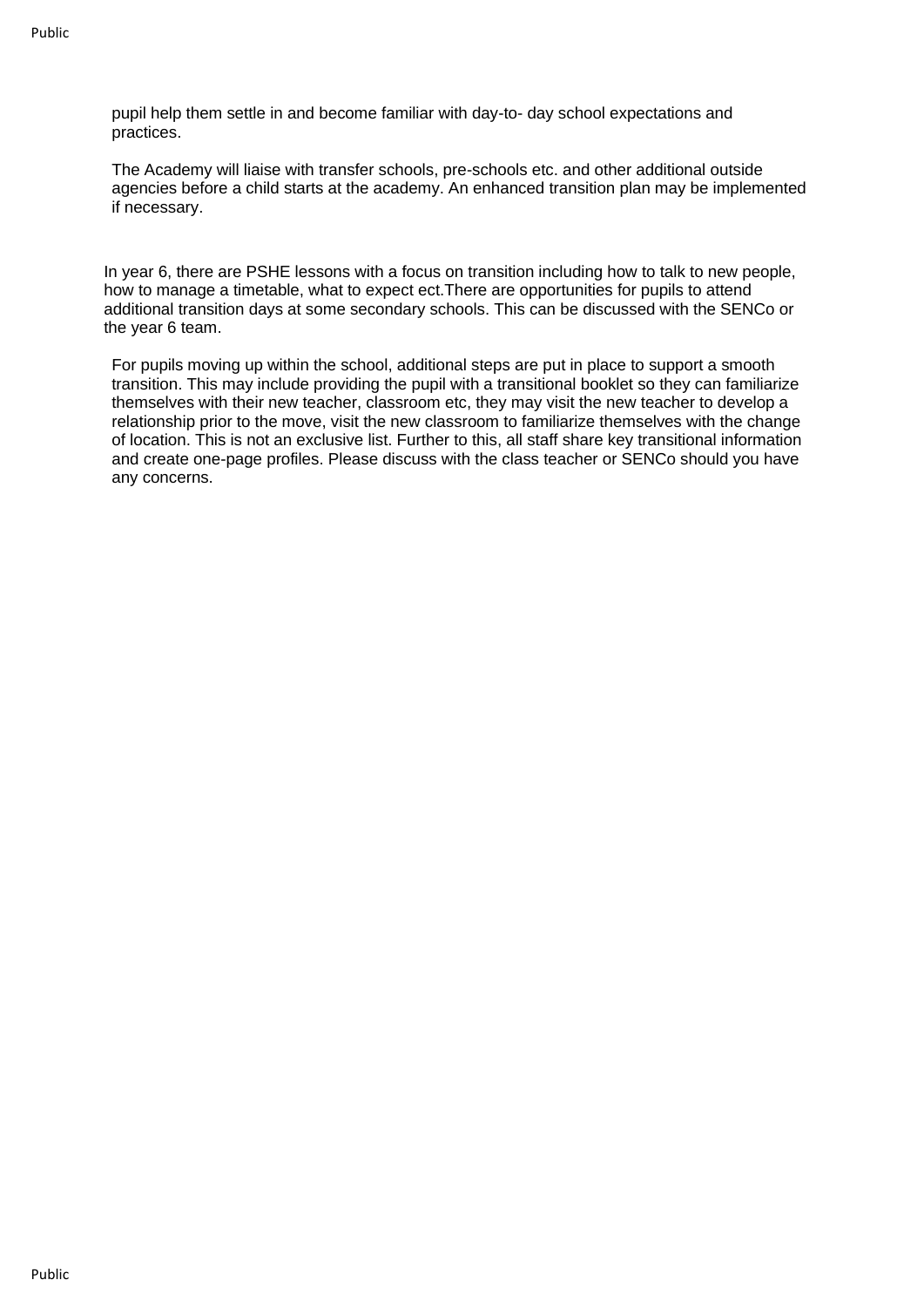pupil help them settle in and become familiar with day-to- day school expectations and practices.

The Academy will liaise with transfer schools, pre-schools etc. and other additional outside agencies before a child starts at the academy. An enhanced transition plan may be implemented if necessary.

In year 6, there are PSHE lessons with a focus on transition including how to talk to new people, how to manage a timetable, what to expect ect.There are opportunities for pupils to attend additional transition days at some secondary schools. This can be discussed with the SENCo or the year 6 team.

For pupils moving up within the school, additional steps are put in place to support a smooth transition. This may include providing the pupil with a transitional booklet so they can familiarize themselves with their new teacher, classroom etc, they may visit the new teacher to develop a relationship prior to the move, visit the new classroom to familiarize themselves with the change of location. This is not an exclusive list. Further to this, all staff share key transitional information and create one-page profiles. Please discuss with the class teacher or SENCo should you have any concerns.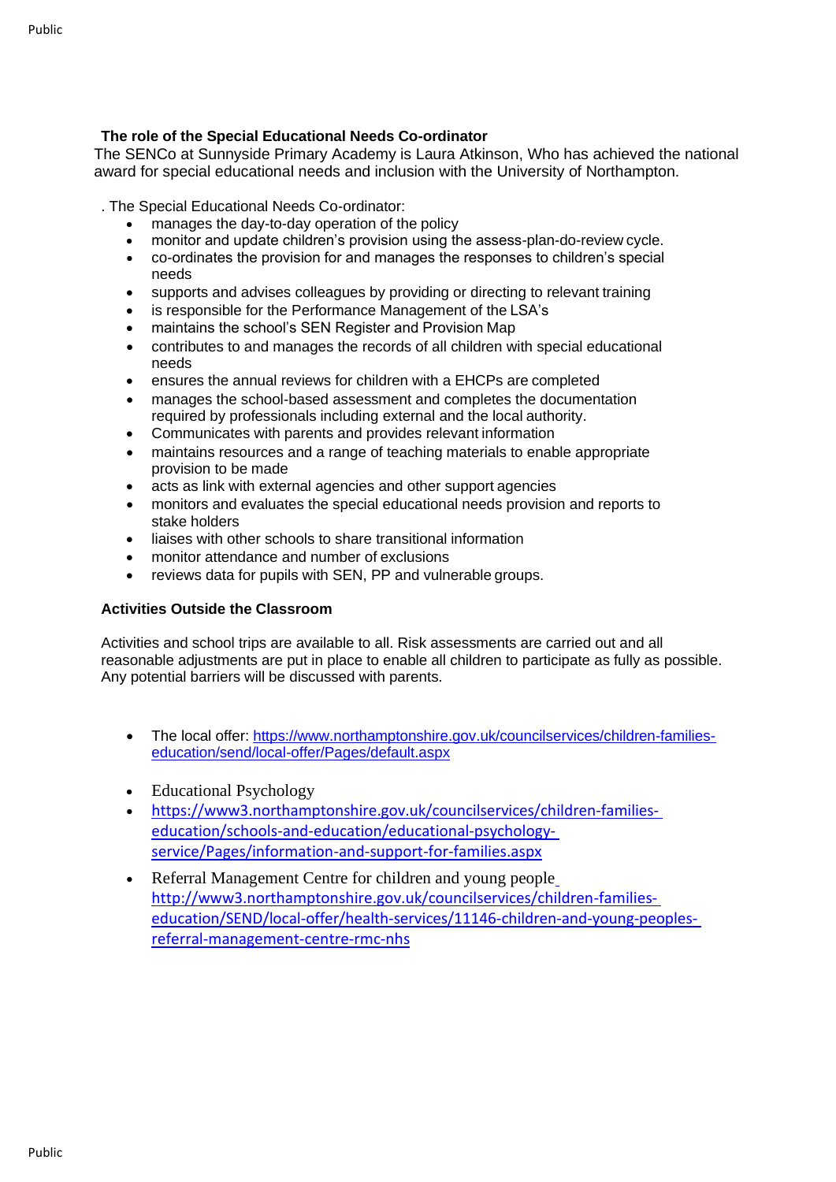## The role of the Special Educational Needs Co-ordinator

The SENCo at Sunnyside Primary Academy is Laura Atkinson, Who has achieved the national award for special educational needs and inclusion with the University of Northampton.

. The Special Educational Needs Co-ordinator:

- manages the day-to-day operation of the policy
- monitor and update children's provision using the assess-plan-do-review cycle.
- co-ordinates the provision for and manages the responses to children's special needs
- supports and advises colleagues by providing or directing to relevant training
- is responsible for the Performance Management of the LSA's
- maintains the school's SEN Register and Provision Map
- contributes to and manages the records of all children with special educational needs
- ensures the annual reviews for children with a EHCPs are completed
- manages the school-based assessment and completes the documentation required by professionals including external and the local authority.
- Communicates with parents and provides relevant information
- maintains resources and a range of teaching materials to enable appropriate provision to be made
- acts as link with external agencies and other support agencies
- monitors and evaluates the special educational needs provision and reports to stake holders
- liaises with other schools to share transitional information
- monitor attendance and number of exclusions
- reviews data for pupils with SEN, PP and vulnerable groups.

## Activities Outside the Classroom

Activities and school trips are available to all. Risk assessments are carried out and all reasonable adjustments are put in place to enable all children to participate as fully as possible. Any potential barriers will be discussed with parents.

- The local offer: https://www.northamptonshire.gov.uk/councilservices/children-families-education/send/local-offer/Pages/default.aspx

- Educational Psychology
- https://www3.northamptonshire.gov.uk/councilservices/children-families-education/schools-and-education/educational-psychology-service/Pages/information-and-support-for-families.aspx
- Referral Management Centre for children and young people http://www3.northamptonshire.gov.uk/councilservices/children-families-education/SEND/local-offer/health-services/11146-children-and-young-peoples-referral-management-centre-rmc-nhs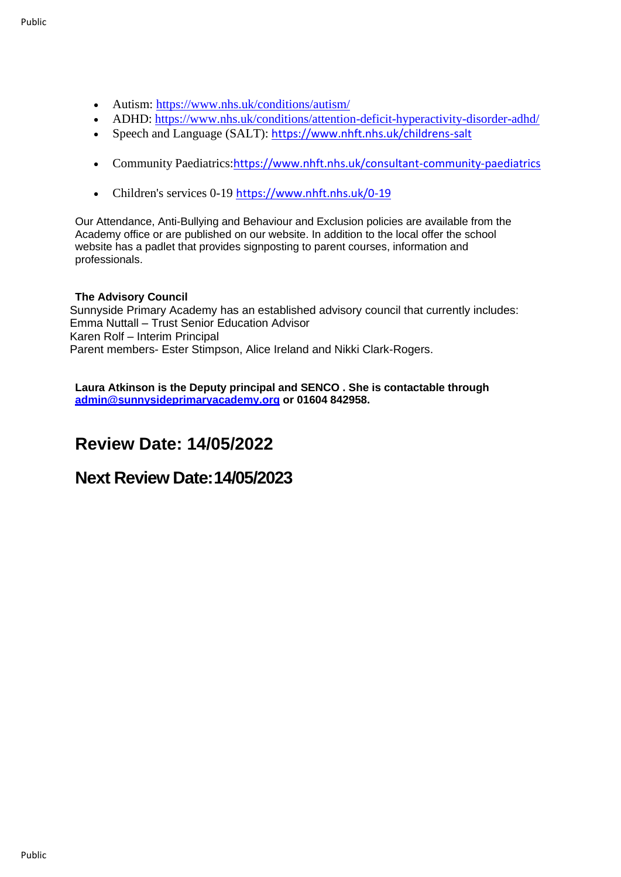- Autism: https://www.nhs.uk/conditions/autism/
- ADHD: https://www.nhs.uk/conditions/attention-deficit-hyperactivity-disorder-adhd/
- Speech and Language (SALT): https://www.nhft.nhs.uk/childrens-salt
- Community Paediatrics:https://www.nhft.nhs.uk/consultant-community-paediatrics
- Children's services 0-19 https://www.nhft.nhs.uk/0-19

Our Attendance, Anti-Bullying and Behaviour and Exclusion policies are available from the Academy office or are published on our website. In addition to the local offer the school website has a padlet that provides signposting to parent courses, information and professionals.

**The Advisory Council**

Sunnyside Primary Academy has an established advisory council that currently includes:
Emma Nuttall – Trust Senior Education Advisor
Karen Rolf – Interim Principal
Parent members- Ester Stimpson, Alice Ireland and Nikki Clark-Rogers.

**Laura Atkinson is the Deputy principal and SENCO . She is contactable through admin@sunnysideprimaryacademy.org or 01604 842958.**

## Review Date: 14/05/2022

## Next Review Date:14/05/2023